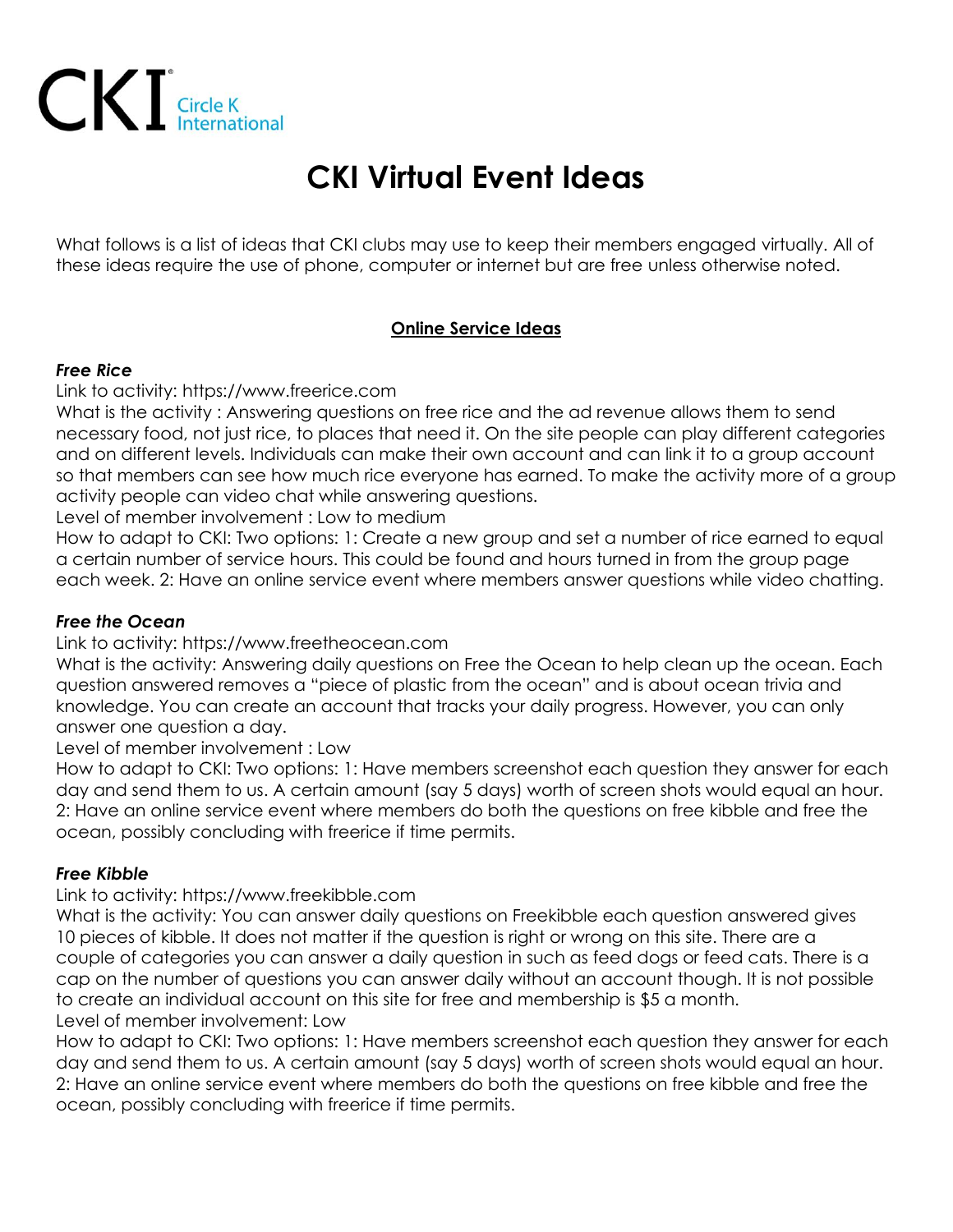CKI Circle K International

# CKI Virtual Event Ideas

What follows is a list of ideas that CKI clubs may use to keep their members engaged virtually. All of these ideas require the use of phone, computer or internet but are free unless otherwise noted.

## Online Service Ideas

### *Free Rice*

Link to activity: https://www.freerice.com

What is the activity : Answering questions on free rice and the ad revenue allows them to send necessary food, not just rice, to places that need it. On the site people can play different categories and on different levels. Individuals can make their own account and can link it to a group account so that members can see how much rice everyone has earned. To make the activity more of a group activity people can video chat while answering questions.

Level of member involvement : Low to medium

How to adapt to CKI: Two options: 1: Create a new group and set a number of rice earned to equal a certain number of service hours. This could be found and hours turned in from the group page each week. 2: Have an online service event where members answer questions while video chatting.

### *Free the Ocean*

Link to activity: https://www.freetheocean.com

What is the activity: Answering daily questions on Free the Ocean to help clean up the ocean. Each question answered removes a "piece of plastic from the ocean" and is about ocean trivia and knowledge. You can create an account that tracks your daily progress. However, you can only answer one question a day.

Level of member involvement : Low

How to adapt to CKI: Two options: 1: Have members screenshot each question they answer for each day and send them to us. A certain amount (say 5 days) worth of screen shots would equal an hour. 2: Have an online service event where members do both the questions on free kibble and free the ocean, possibly concluding with freerice if time permits.

### *Free Kibble*

Link to activity: https://www.freekibble.com

What is the activity: You can answer daily questions on Freekibble each question answered gives 10 pieces of kibble. It does not matter if the question is right or wrong on this site. There are a couple of categories you can answer a daily question in such as feed dogs or feed cats. There is a cap on the number of questions you can answer daily without an account though. It is not possible to create an individual account on this site for free and membership is $5 a month.

Level of member involvement: Low

How to adapt to CKI: Two options: 1: Have members screenshot each question they answer for each day and send them to us. A certain amount (say 5 days) worth of screen shots would equal an hour. 2: Have an online service event where members do both the questions on free kibble and free the ocean, possibly concluding with freerice if time permits.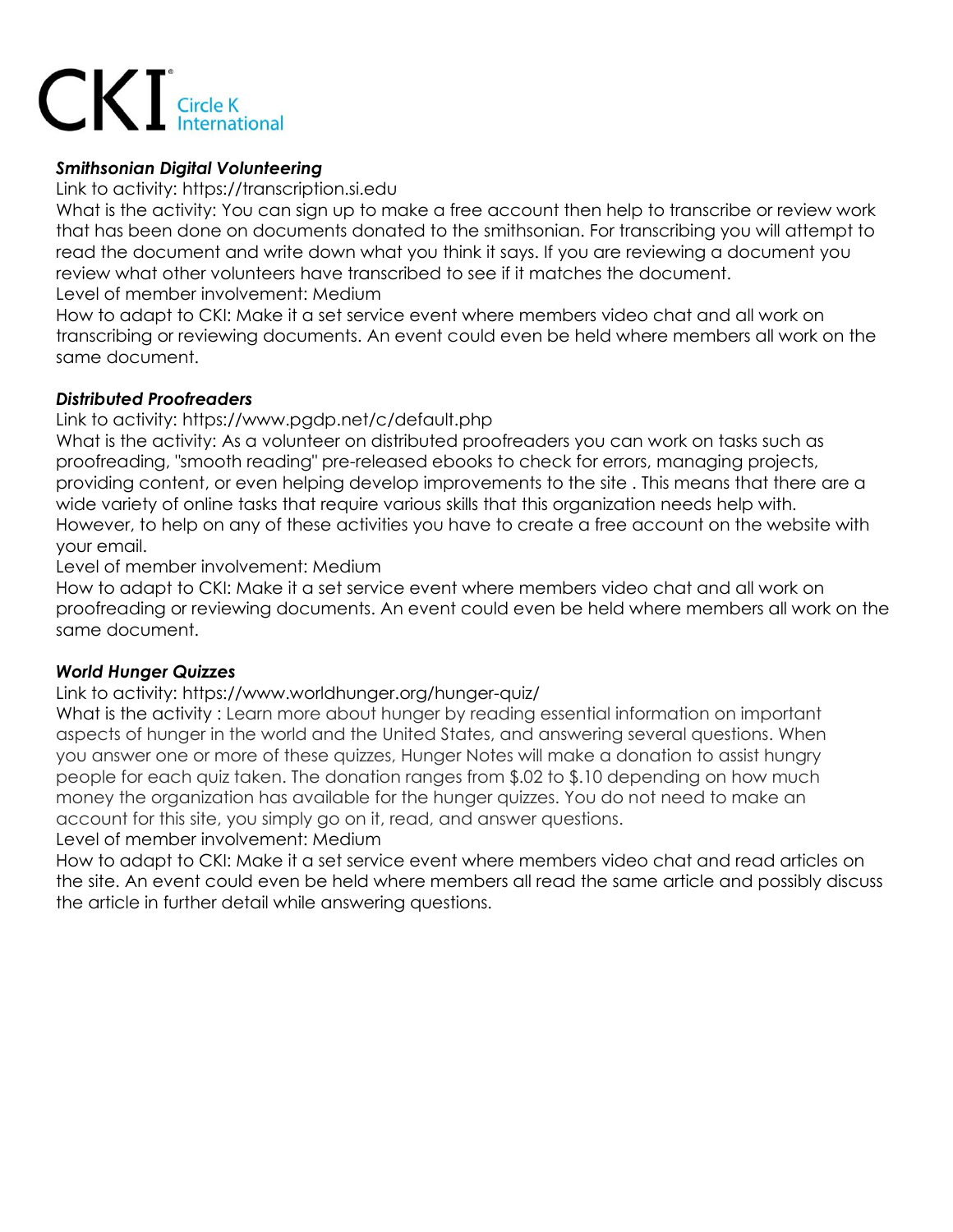### *Smithsonian Digital Volunteering*

Link to activity: https://transcription.si.edu

What is the activity: You can sign up to make a free account then help to transcribe or review work that has been done on documents donated to the smithsonian. For transcribing you will attempt to read the document and write down what you think it says. If you are reviewing a document you review what other volunteers have transcribed to see if it matches the document.

Level of member involvement: Medium

How to adapt to CKI: Make it a set service event where members video chat and all work on transcribing or reviewing documents. An event could even be held where members all work on the same document.

### *Distributed Proofreaders*

Link to activity: https://www.pgdp.net/c/default.php

What is the activity: As a volunteer on distributed proofreaders you can work on tasks such as proofreading, "smooth reading" pre-released ebooks to check for errors, managing projects, providing content, or even helping develop improvements to the site . This means that there are a wide variety of online tasks that require various skills that this organization needs help with. However, to help on any of these activities you have to create a free account on the website with your email.

Level of member involvement: Medium

How to adapt to CKI: Make it a set service event where members video chat and all work on proofreading or reviewing documents. An event could even be held where members all work on the same document.

### *World Hunger Quizzes*

Link to activity: https://www.worldhunger.org/hunger-quiz/

What is the activity : Learn more about hunger by reading essential information on important aspects of hunger in the world and the United States, and answering several questions. When you answer one or more of these quizzes, Hunger Notes will make a donation to assist hungry people for each quiz taken. The donation ranges from $.02 to $.10 depending on how much money the organization has available for the hunger quizzes. You do not need to make an account for this site, you simply go on it, read, and answer questions.

Level of member involvement: Medium

How to adapt to CKI: Make it a set service event where members video chat and read articles on the site. An event could even be held where members all read the same article and possibly discuss the article in further detail while answering questions.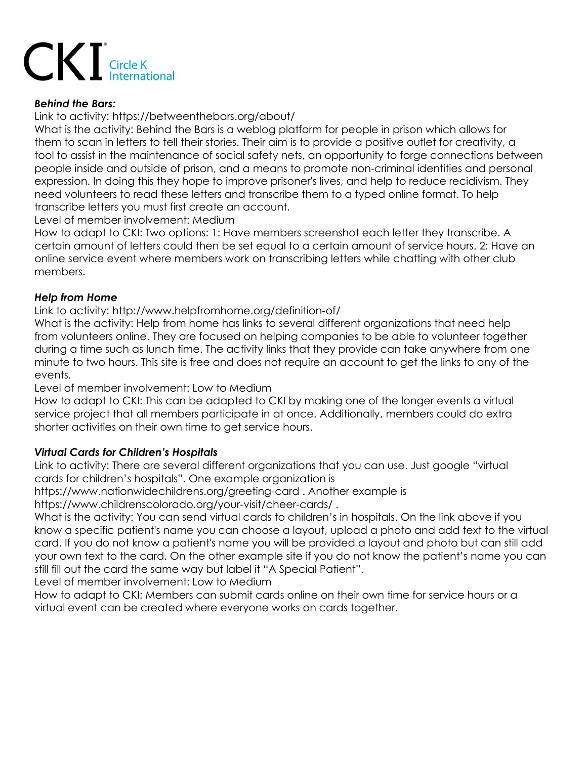***Behind the Bars:***

Link to activity: https://betweenthebars.org/about/

What is the activity: Behind the Bars is a weblog platform for people in prison which allows for them to scan in letters to tell their stories. Their aim is to provide a positive outlet for creativity, a tool to assist in the maintenance of social safety nets, an opportunity to forge connections between people inside and outside of prison, and a means to promote non-criminal identities and personal expression. In doing this they hope to improve prisoner's lives, and help to reduce recidivism. They need volunteers to read these letters and transcribe them to a typed online format. To help transcribe letters you must first create an account.

Level of member involvement: Medium

How to adapt to CKI: Two options: 1: Have members screenshot each letter they transcribe. A certain amount of letters could then be set equal to a certain amount of service hours. 2: Have an online service event where members work on transcribing letters while chatting with other club members.

***Help from Home***

Link to activity: http://www.helpfromhome.org/definition-of/

What is the activity: Help from home has links to several different organizations that need help from volunteers online. They are focused on helping companies to be able to volunteer together during a time such as lunch time. The activity links that they provide can take anywhere from one minute to two hours. This site is free and does not require an account to get the links to any of the events.

Level of member involvement: Low to Medium

How to adapt to CKI: This can be adapted to CKI by making one of the longer events a virtual service project that all members participate in at once. Additionally, members could do extra shorter activities on their own time to get service hours.

***Virtual Cards for Children's Hospitals***

Link to activity: There are several different organizations that you can use. Just google "virtual cards for children's hospitals". One example organization is https://www.nationwidechildrens.org/greeting-card . Another example is https://www.childrenscolorado.org/your-visit/cheer-cards/ .

What is the activity: You can send virtual cards to children's in hospitals. On the link above if you know a specific patient's name you can choose a layout, upload a photo and add text to the virtual card. If you do not know a patient's name you will be provided a layout and photo but can still add your own text to the card. On the other example site if you do not know the patient's name you can still fill out the card the same way but label it "A Special Patient".

Level of member involvement: Low to Medium

How to adapt to CKI: Members can submit cards online on their own time for service hours or a virtual event can be created where everyone works on cards together.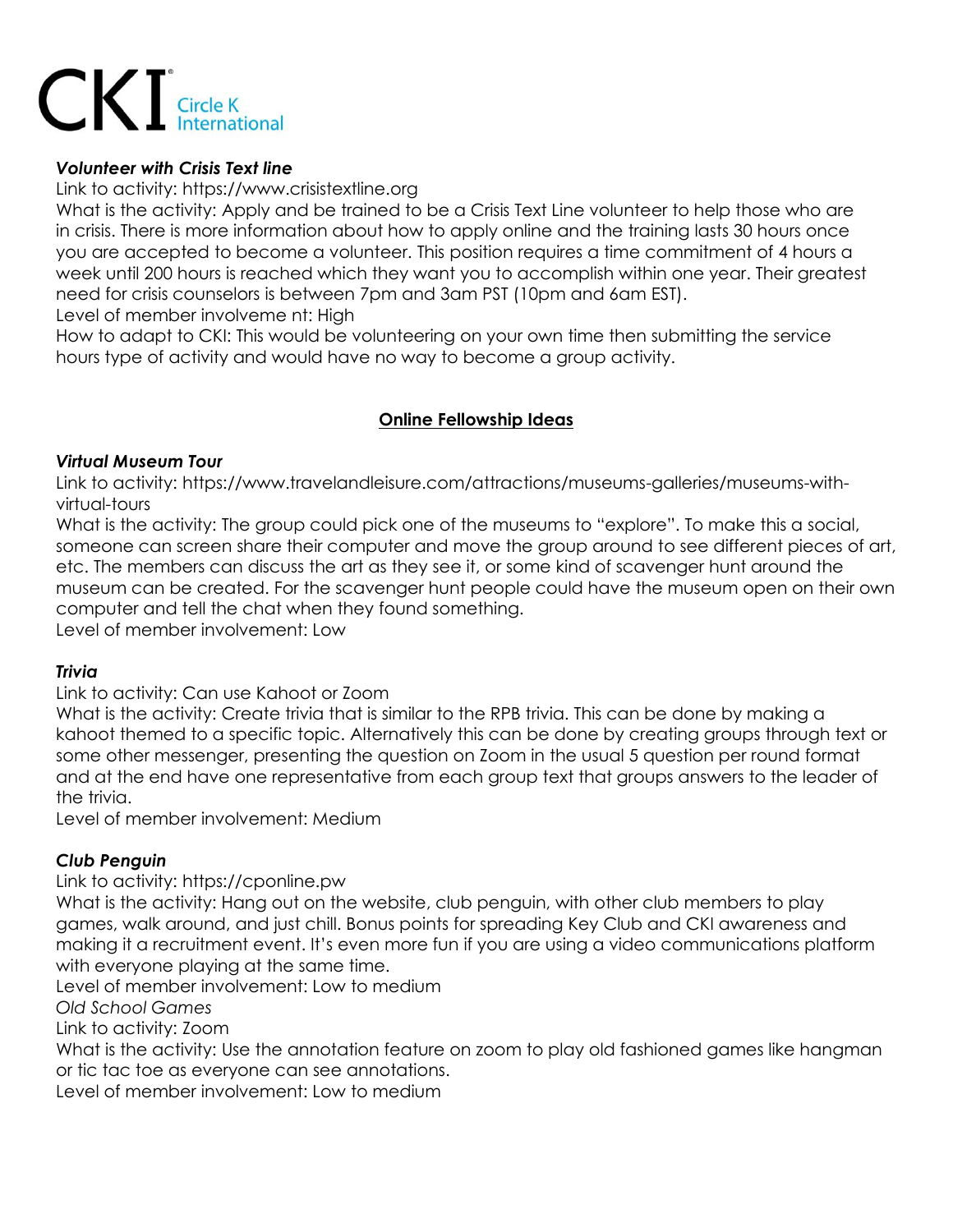***Volunteer with Crisis Text line***

Link to activity: https://www.crisistextline.org

What is the activity: Apply and be trained to be a Crisis Text Line volunteer to help those who are in crisis. There is more information about how to apply online and the training lasts 30 hours once you are accepted to become a volunteer. This position requires a time commitment of 4 hours a week until 200 hours is reached which they want you to accomplish within one year. Their greatest need for crisis counselors is between 7pm and 3am PST (10pm and 6am EST).

Level of member involveme nt: High

How to adapt to CKI: This would be volunteering on your own time then submitting the service hours type of activity and would have no way to become a group activity.

## Online Fellowship Ideas

***Virtual Museum Tour***

Link to activity: https://www.travelandleisure.com/attractions/museums-galleries/museums-with-virtual-tours

What is the activity: The group could pick one of the museums to "explore". To make this a social, someone can screen share their computer and move the group around to see different pieces of art, etc. The members can discuss the art as they see it, or some kind of scavenger hunt around the museum can be created. For the scavenger hunt people could have the museum open on their own computer and tell the chat when they found something.

Level of member involvement: Low

***Trivia***

Link to activity: Can use Kahoot or Zoom

What is the activity: Create trivia that is similar to the RPB trivia. This can be done by making a kahoot themed to a specific topic. Alternatively this can be done by creating groups through text or some other messenger, presenting the question on Zoom in the usual 5 question per round format and at the end have one representative from each group text that groups answers to the leader of the trivia.

Level of member involvement: Medium

***Club Penguin***

Link to activity: https://cponline.pw

What is the activity: Hang out on the website, club penguin, with other club members to play games, walk around, and just chill. Bonus points for spreading Key Club and CKI awareness and making it a recruitment event. It's even more fun if you are using a video communications platform with everyone playing at the same time.

Level of member involvement: Low to medium

*Old School Games*

Link to activity: Zoom

What is the activity: Use the annotation feature on zoom to play old fashioned games like hangman or tic tac toe as everyone can see annotations.

Level of member involvement: Low to medium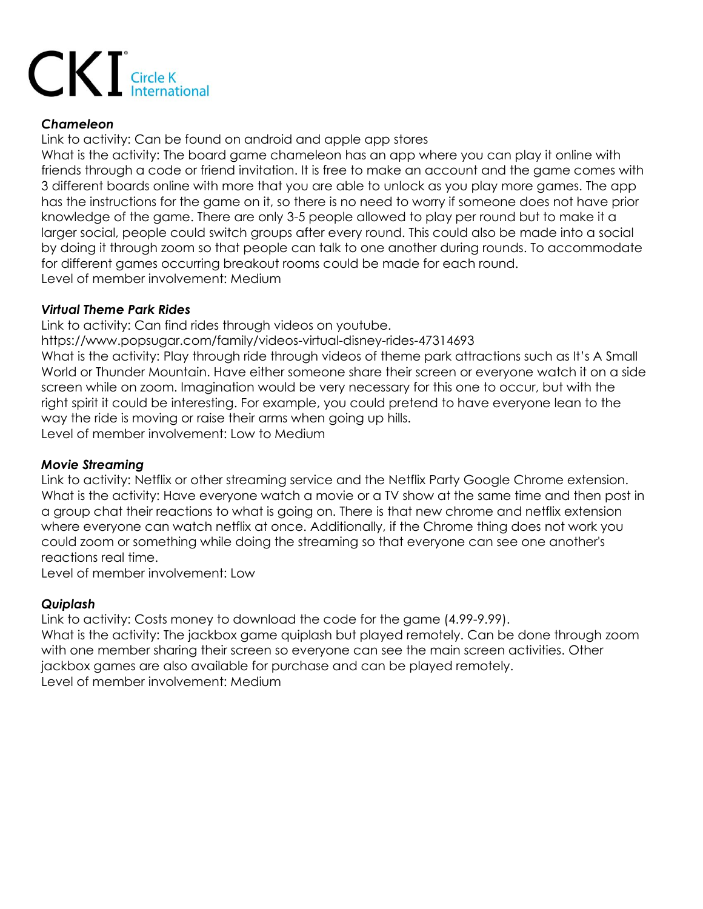***Chameleon***

Link to activity: Can be found on android and apple app stores

What is the activity: The board game chameleon has an app where you can play it online with friends through a code or friend invitation. It is free to make an account and the game comes with 3 different boards online with more that you are able to unlock as you play more games. The app has the instructions for the game on it, so there is no need to worry if someone does not have prior knowledge of the game. There are only 3-5 people allowed to play per round but to make it a larger social, people could switch groups after every round. This could also be made into a social by doing it through zoom so that people can talk to one another during rounds. To accommodate for different games occurring breakout rooms could be made for each round.

Level of member involvement: Medium

***Virtual Theme Park Rides***

Link to activity: Can find rides through videos on youtube.

https://www.popsugar.com/family/videos-virtual-disney-rides-47314693

What is the activity: Play through ride through videos of theme park attractions such as It's A Small World or Thunder Mountain. Have either someone share their screen or everyone watch it on a side screen while on zoom. Imagination would be very necessary for this one to occur, but with the right spirit it could be interesting. For example, you could pretend to have everyone lean to the way the ride is moving or raise their arms when going up hills.

Level of member involvement: Low to Medium

***Movie Streaming***

Link to activity: Netflix or other streaming service and the Netflix Party Google Chrome extension.

What is the activity: Have everyone watch a movie or a TV show at the same time and then post in a group chat their reactions to what is going on. There is that new chrome and netflix extension where everyone can watch netflix at once. Additionally, if the Chrome thing does not work you could zoom or something while doing the streaming so that everyone can see one another's reactions real time.

Level of member involvement: Low

***Quiplash***

Link to activity: Costs money to download the code for the game (4.99-9.99).

What is the activity: The jackbox game quiplash but played remotely. Can be done through zoom with one member sharing their screen so everyone can see the main screen activities. Other jackbox games are also available for purchase and can be played remotely.

Level of member involvement: Medium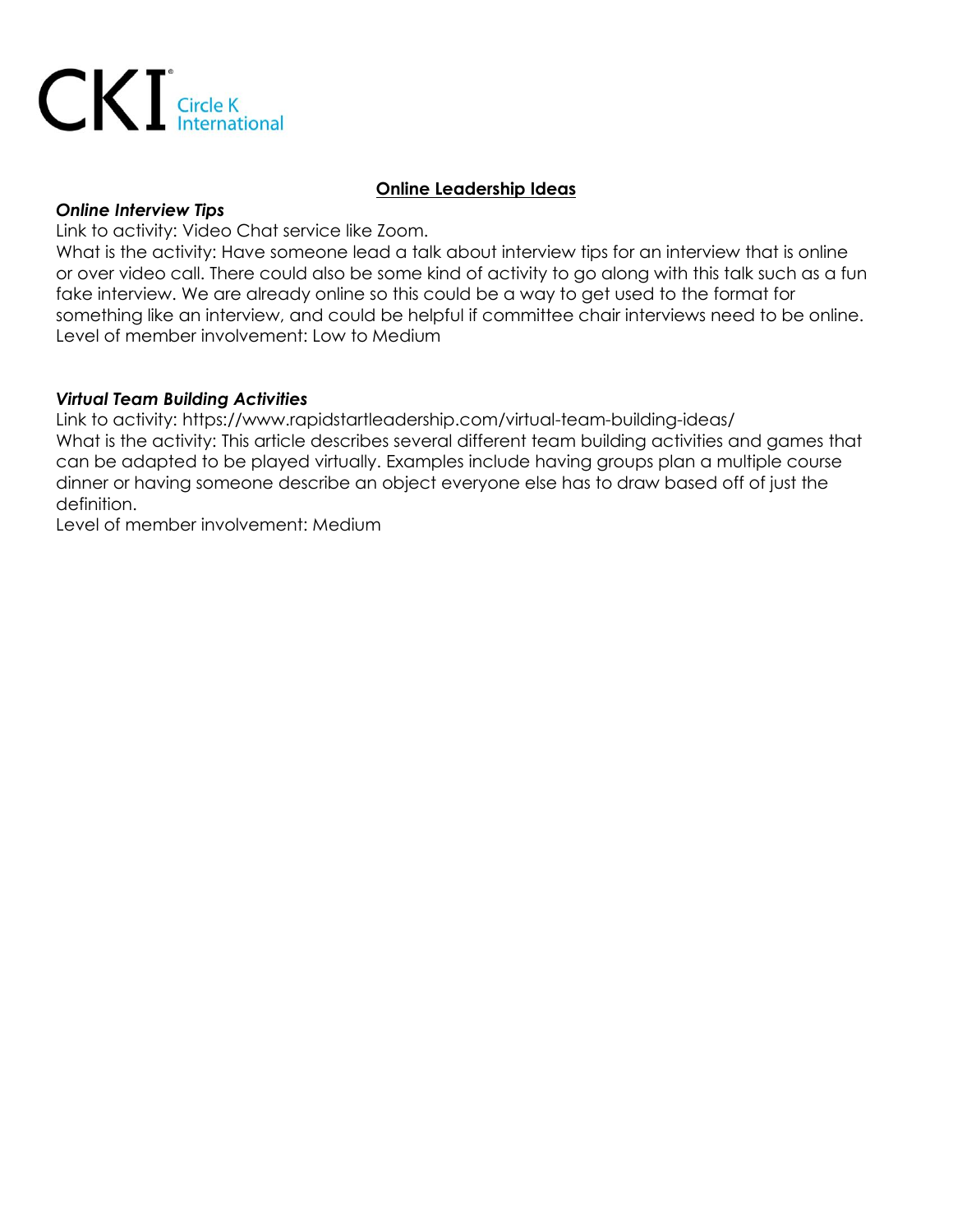CKI Circle K International

## Online Leadership Ideas

***Online Interview Tips***

Link to activity: Video Chat service like Zoom.

What is the activity: Have someone lead a talk about interview tips for an interview that is online or over video call. There could also be some kind of activity to go along with this talk such as a fun fake interview. We are already online so this could be a way to get used to the format for something like an interview, and could be helpful if committee chair interviews need to be online.

Level of member involvement: Low to Medium

***Virtual Team Building Activities***

Link to activity: https://www.rapidstartleadership.com/virtual-team-building-ideas/

What is the activity: This article describes several different team building activities and games that can be adapted to be played virtually. Examples include having groups plan a multiple course dinner or having someone describe an object everyone else has to draw based off of just the definition.

Level of member involvement: Medium